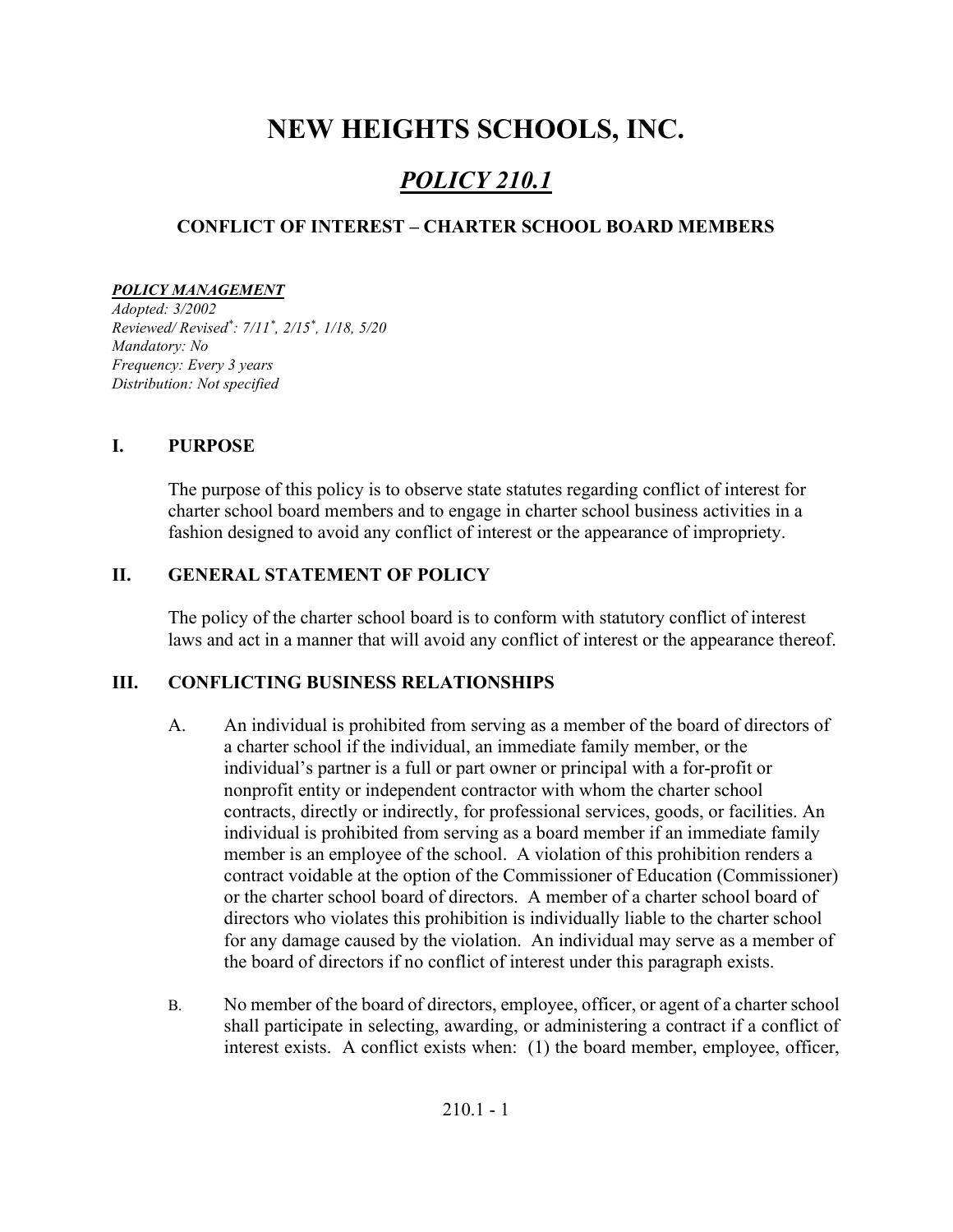# NEW HEIGHTS SCHOOLS, INC.

## *POLICY 210.1*

### CONFLICT OF INTEREST – CHARTER SCHOOL BOARD MEMBERS

***POLICY MANAGEMENT***

*Adopted: 3/2002*
*Reviewed/ Revised*: 7/11*, 2/15*, 1/18, 5/20*
*Mandatory: No*
*Frequency: Every 3 years*
*Distribution: Not specified*

## I. PURPOSE

The purpose of this policy is to observe state statutes regarding conflict of interest for charter school board members and to engage in charter school business activities in a fashion designed to avoid any conflict of interest or the appearance of impropriety.

## II. GENERAL STATEMENT OF POLICY

The policy of the charter school board is to conform with statutory conflict of interest laws and act in a manner that will avoid any conflict of interest or the appearance thereof.

## III. CONFLICTING BUSINESS RELATIONSHIPS

A. An individual is prohibited from serving as a member of the board of directors of a charter school if the individual, an immediate family member, or the individual's partner is a full or part owner or principal with a for-profit or nonprofit entity or independent contractor with whom the charter school contracts, directly or indirectly, for professional services, goods, or facilities. An individual is prohibited from serving as a board member if an immediate family member is an employee of the school. A violation of this prohibition renders a contract voidable at the option of the Commissioner of Education (Commissioner) or the charter school board of directors. A member of a charter school board of directors who violates this prohibition is individually liable to the charter school for any damage caused by the violation. An individual may serve as a member of the board of directors if no conflict of interest under this paragraph exists.

B. No member of the board of directors, employee, officer, or agent of a charter school shall participate in selecting, awarding, or administering a contract if a conflict of interest exists. A conflict exists when: (1) the board member, employee, officer,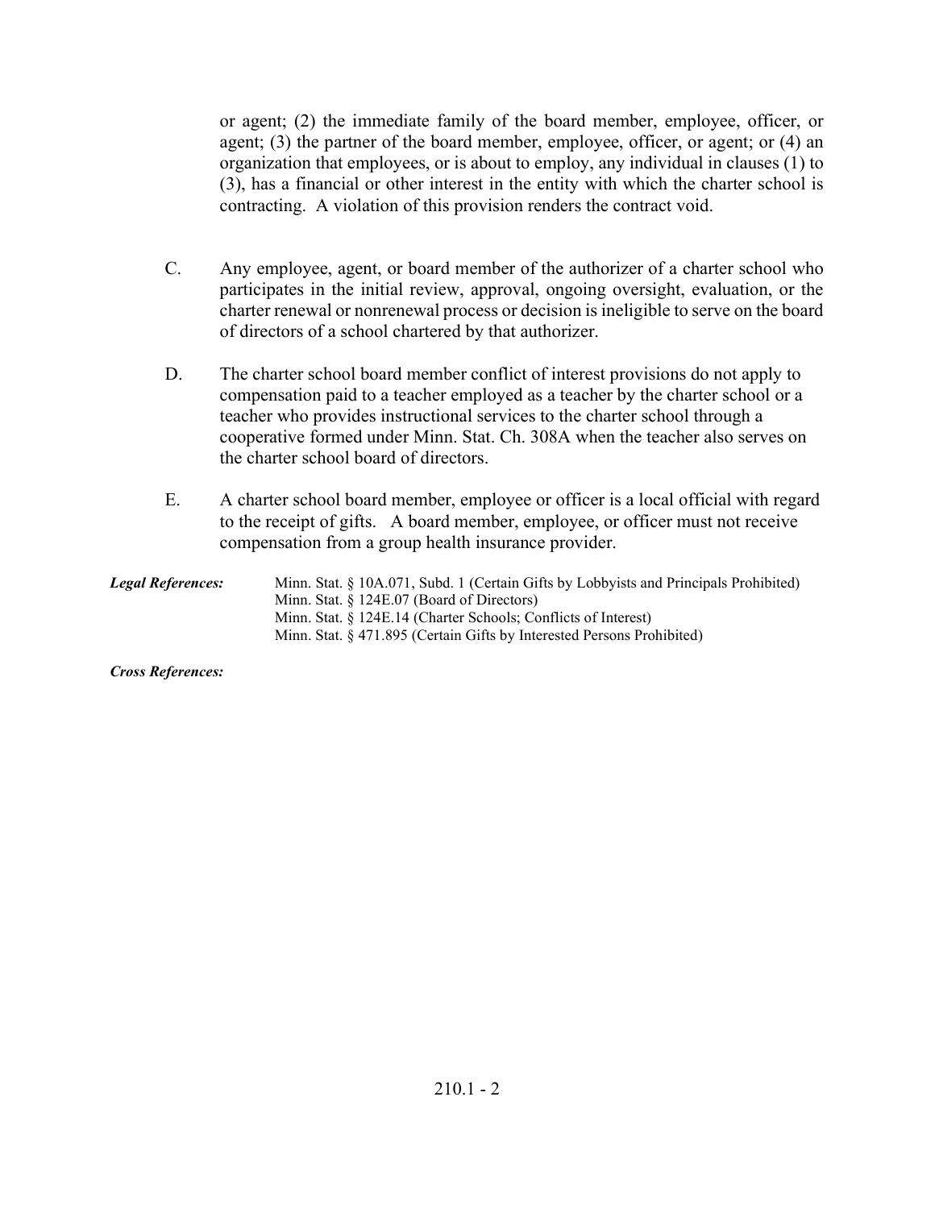or agent; (2) the immediate family of the board member, employee, officer, or agent; (3) the partner of the board member, employee, officer, or agent; or (4) an organization that employees, or is about to employ, any individual in clauses (1) to (3), has a financial or other interest in the entity with which the charter school is contracting. A violation of this provision renders the contract void.

C. Any employee, agent, or board member of the authorizer of a charter school who participates in the initial review, approval, ongoing oversight, evaluation, or the charter renewal or nonrenewal process or decision is ineligible to serve on the board of directors of a school chartered by that authorizer.

D. The charter school board member conflict of interest provisions do not apply to compensation paid to a teacher employed as a teacher by the charter school or a teacher who provides instructional services to the charter school through a cooperative formed under Minn. Stat. Ch. 308A when the teacher also serves on the charter school board of directors.

E. A charter school board member, employee or officer is a local official with regard to the receipt of gifts. A board member, employee, or officer must not receive compensation from a group health insurance provider.

***Legal References:*** Minn. Stat. § 10A.071, Subd. 1 (Certain Gifts by Lobbyists and Principals Prohibited)
Minn. Stat. § 124E.07 (Board of Directors)
Minn. Stat. § 124E.14 (Charter Schools; Conflicts of Interest)
Minn. Stat. § 471.895 (Certain Gifts by Interested Persons Prohibited)

***Cross References:***